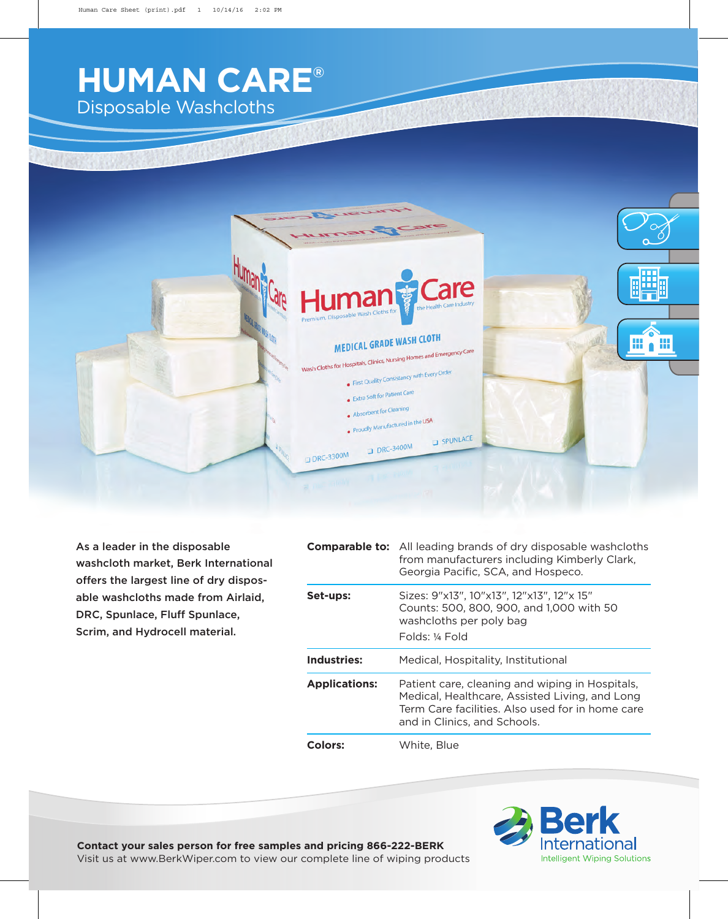# HUMAN CARE®

## Disposable Washcloths

**As a leader in the disposable washcloth market, Berk International offers the largest line of dry disposable washcloths made from Airlaid, DRC, Spunlace, Fluff Spunlace, Scrim, and Hydrocell material.**

| | |
|---|---|
| **Comparable to:** | All leading brands of dry disposable washcloths from manufacturers including Kimberly Clark, Georgia Pacific, SCA, and Hospeco. |
| **Set-ups:** | Sizes: 9"x13", 10"x13", 12"x13", 12"x 15" Counts: 500, 800, 900, and 1,000 with 50 washcloths per poly bag Folds: ¼ Fold |
| **Industries:** | Medical, Hospitality, Institutional |
| **Applications:** | Patient care, cleaning and wiping in Hospitals, Medical, Healthcare, Assisted Living, and Long Term Care facilities. Also used for in home care and in Clinics, and Schools. |
| **Colors:** | White, Blue |

**Contact your sales person for free samples and pricing 866-222-BERK**
Visit us at www.BerkWiper.com to view our complete line of wiping products

Berk International
Intelligent Wiping Solutions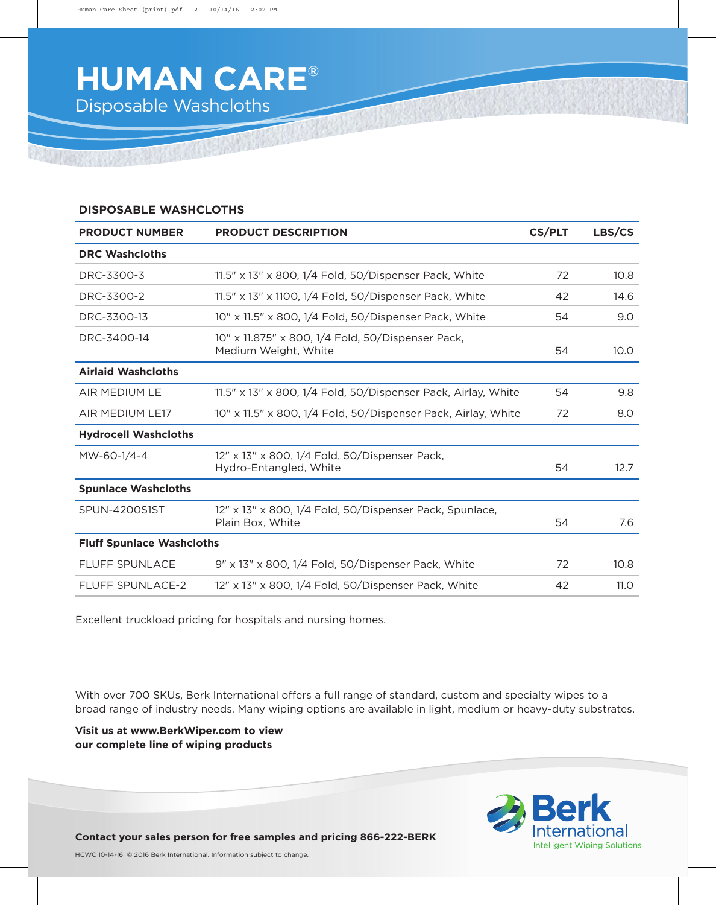# HUMAN CARE®

Disposable Washcloths

## DISPOSABLE WASHCLOTHS

| PRODUCT NUMBER | PRODUCT DESCRIPTION | CS/PLT | LBS/CS |
|---|---|---|---|
| **DRC Washcloths** | | | |
| DRC-3300-3 | 11.5" x 13" x 800, 1/4 Fold, 50/Dispenser Pack, White | 72 | 10.8 |
| DRC-3300-2 | 11.5" x 13" x 1100, 1/4 Fold, 50/Dispenser Pack, White | 42 | 14.6 |
| DRC-3300-13 | 10" x 11.5" x 800, 1/4 Fold, 50/Dispenser Pack, White | 54 | 9.0 |
| DRC-3400-14 | 10" x 11.875" x 800, 1/4 Fold, 50/Dispenser Pack, Medium Weight, White | 54 | 10.0 |
| **Airlaid Washcloths** | | | |
| AIR MEDIUM LE | 11.5" x 13" x 800, 1/4 Fold, 50/Dispenser Pack, Airlay, White | 54 | 9.8 |
| AIR MEDIUM LE17 | 10" x 11.5" x 800, 1/4 Fold, 50/Dispenser Pack, Airlay, White | 72 | 8.0 |
| **Hydrocell Washcloths** | | | |
| MW-60-1/4-4 | 12" x 13" x 800, 1/4 Fold, 50/Dispenser Pack, Hydro-Entangled, White | 54 | 12.7 |
| **Spunlace Washcloths** | | | |
| SPUN-4200S1ST | 12" x 13" x 800, 1/4 Fold, 50/Dispenser Pack, Spunlace, Plain Box, White | 54 | 7.6 |
| **Fluff Spunlace Washcloths** | | | |
| FLUFF SPUNLACE | 9" x 13" x 800, 1/4 Fold, 50/Dispenser Pack, White | 72 | 10.8 |
| FLUFF SPUNLACE-2 | 12" x 13" x 800, 1/4 Fold, 50/Dispenser Pack, White | 42 | 11.0 |

Excellent truckload pricing for hospitals and nursing homes.

With over 700 SKUs, Berk International offers a full range of standard, custom and specialty wipes to a broad range of industry needs. Many wiping options are available in light, medium or heavy-duty substrates.

**Visit us at www.BerkWiper.com to view our complete line of wiping products**

**Contact your sales person for free samples and pricing 866-222-BERK**

Berk International
Intelligent Wiping Solutions

HCWC 10-14-16 © 2016 Berk International. Information subject to change.